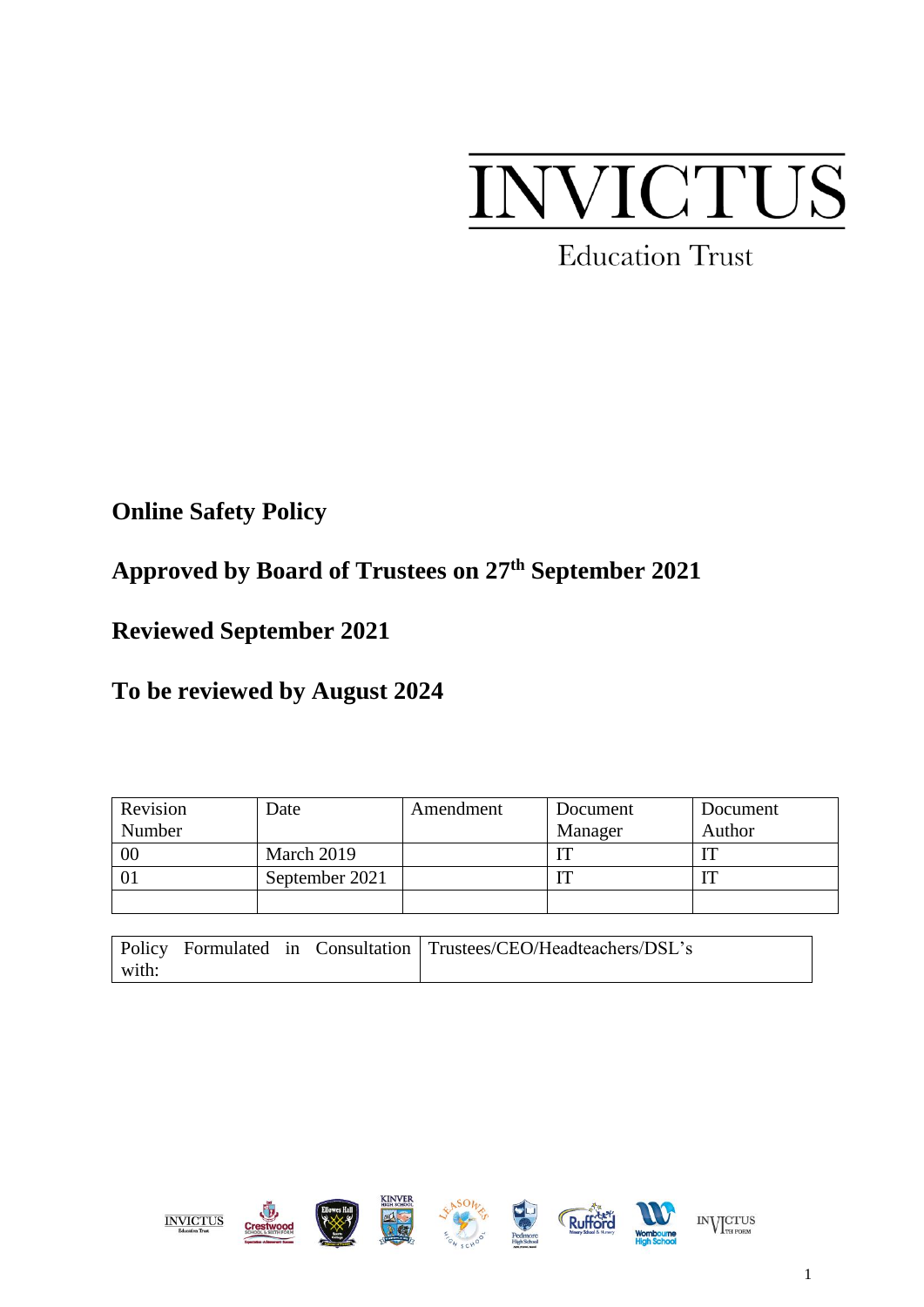# INVICTUS

Education Trust

**Online Safety Policy**

**Approved by Board of Trustees on 27th September 2021**

**Reviewed September 2021**

**To be reviewed by August 2024**

| Revision Number | Date | Amendment | Document Manager | Document Author |
|---|---|---|---|---|
| 00 | March 2019 | | IT | IT |
| 01 | September 2021 | | IT | IT |
| | | | | |

| Policy Formulated in Consultation with: | Trustees/CEO/Headteachers/DSL's |
|---|---|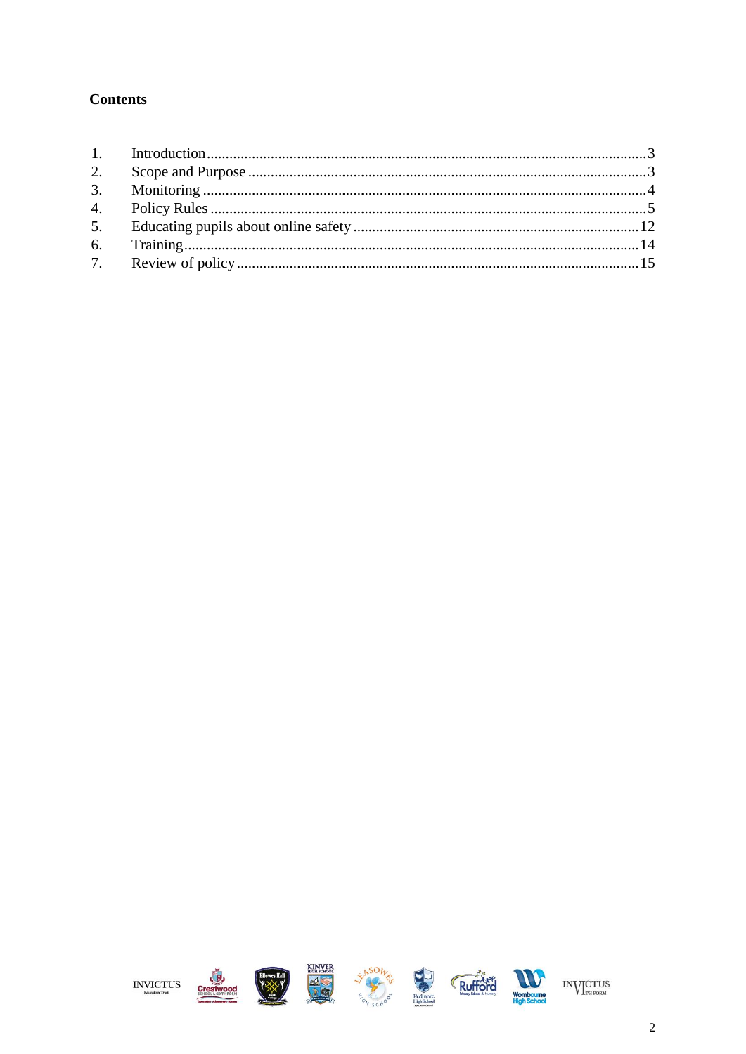**Contents**

1. Introduction ........................................................................ 3
2. Scope and Purpose ................................................................ 3
3. Monitoring ........................................................................... 4
4. Policy Rules ......................................................................... 5
5. Educating pupils about online safety ........................................ 12
6. Training .............................................................................. 14
7. Review of policy ................................................................... 15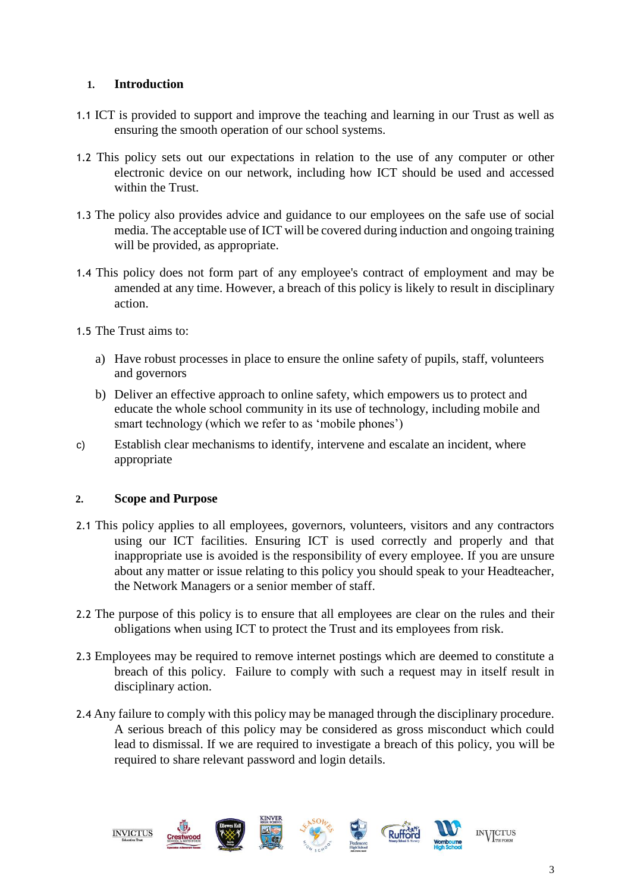## 1. Introduction

1.1 ICT is provided to support and improve the teaching and learning in our Trust as well as ensuring the smooth operation of our school systems.

1.2 This policy sets out our expectations in relation to the use of any computer or other electronic device on our network, including how ICT should be used and accessed within the Trust.

1.3 The policy also provides advice and guidance to our employees on the safe use of social media. The acceptable use of ICT will be covered during induction and ongoing training will be provided, as appropriate.

1.4 This policy does not form part of any employee's contract of employment and may be amended at any time. However, a breach of this policy is likely to result in disciplinary action.

1.5 The Trust aims to:

a) Have robust processes in place to ensure the online safety of pupils, staff, volunteers and governors

b) Deliver an effective approach to online safety, which empowers us to protect and educate the whole school community in its use of technology, including mobile and smart technology (which we refer to as 'mobile phones')

c) Establish clear mechanisms to identify, intervene and escalate an incident, where appropriate

## 2. Scope and Purpose

2.1 This policy applies to all employees, governors, volunteers, visitors and any contractors using our ICT facilities. Ensuring ICT is used correctly and properly and that inappropriate use is avoided is the responsibility of every employee. If you are unsure about any matter or issue relating to this policy you should speak to your Headteacher, the Network Managers or a senior member of staff.

2.2 The purpose of this policy is to ensure that all employees are clear on the rules and their obligations when using ICT to protect the Trust and its employees from risk.

2.3 Employees may be required to remove internet postings which are deemed to constitute a breach of this policy. Failure to comply with such a request may in itself result in disciplinary action.

2.4 Any failure to comply with this policy may be managed through the disciplinary procedure. A serious breach of this policy may be considered as gross misconduct which could lead to dismissal. If we are required to investigate a breach of this policy, you will be required to share relevant password and login details.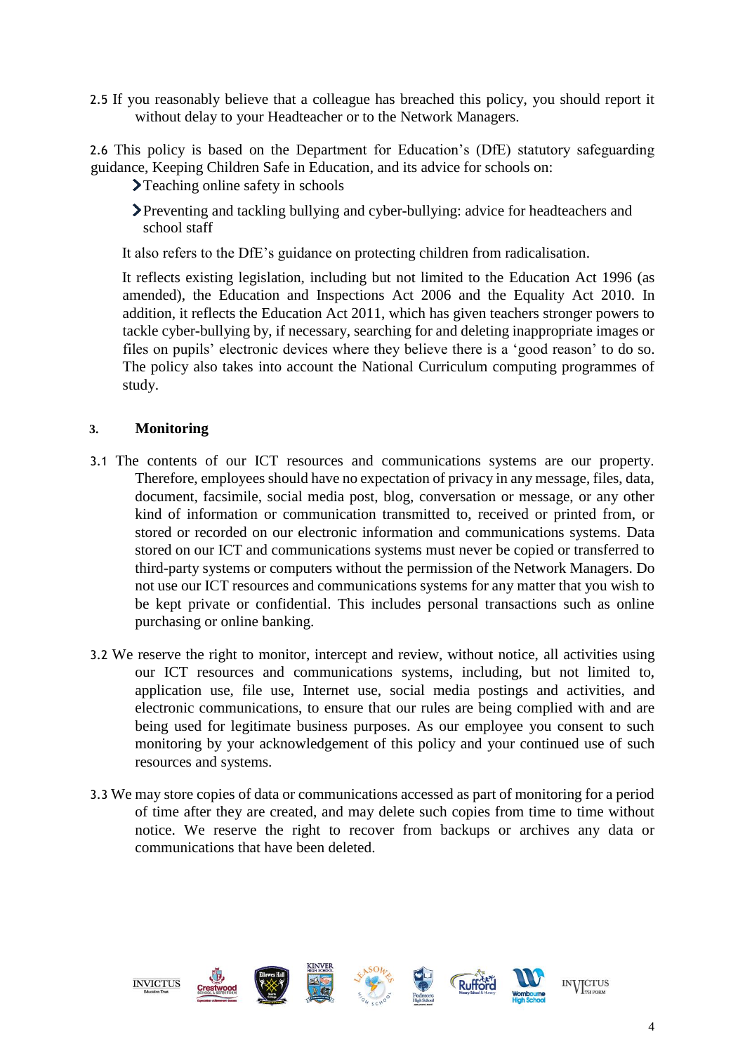2.5 If you reasonably believe that a colleague has breached this policy, you should report it without delay to your Headteacher or to the Network Managers.

2.6 This policy is based on the Department for Education's (DfE) statutory safeguarding guidance, Keeping Children Safe in Education, and its advice for schools on:

- Teaching online safety in schools
- Preventing and tackling bullying and cyber-bullying: advice for headteachers and school staff

It also refers to the DfE's guidance on protecting children from radicalisation.

It reflects existing legislation, including but not limited to the Education Act 1996 (as amended), the Education and Inspections Act 2006 and the Equality Act 2010. In addition, it reflects the Education Act 2011, which has given teachers stronger powers to tackle cyber-bullying by, if necessary, searching for and deleting inappropriate images or files on pupils' electronic devices where they believe there is a 'good reason' to do so. The policy also takes into account the National Curriculum computing programmes of study.

## 3. Monitoring

3.1 The contents of our ICT resources and communications systems are our property. Therefore, employees should have no expectation of privacy in any message, files, data, document, facsimile, social media post, blog, conversation or message, or any other kind of information or communication transmitted to, received or printed from, or stored or recorded on our electronic information and communications systems. Data stored on our ICT and communications systems must never be copied or transferred to third-party systems or computers without the permission of the Network Managers. Do not use our ICT resources and communications systems for any matter that you wish to be kept private or confidential. This includes personal transactions such as online purchasing or online banking.

3.2 We reserve the right to monitor, intercept and review, without notice, all activities using our ICT resources and communications systems, including, but not limited to, application use, file use, Internet use, social media postings and activities, and electronic communications, to ensure that our rules are being complied with and are being used for legitimate business purposes. As our employee you consent to such monitoring by your acknowledgement of this policy and your continued use of such resources and systems.

3.3 We may store copies of data or communications accessed as part of monitoring for a period of time after they are created, and may delete such copies from time to time without notice. We reserve the right to recover from backups or archives any data or communications that have been deleted.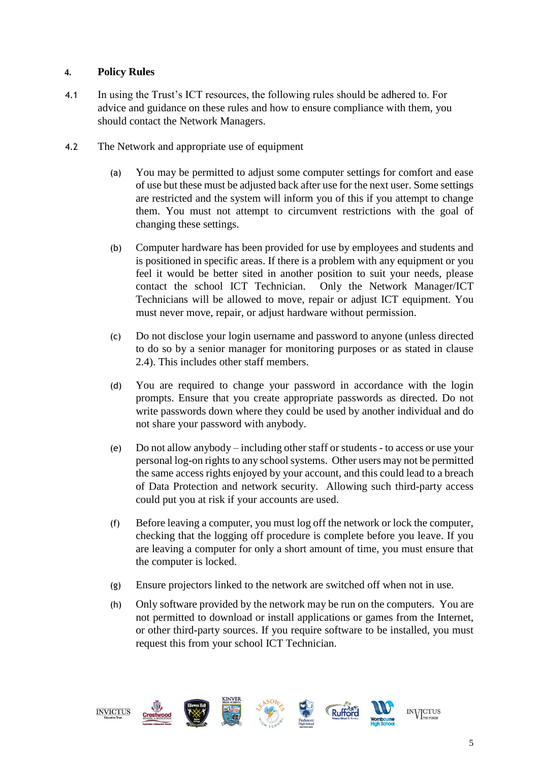## 4. Policy Rules

4.1 In using the Trust's ICT resources, the following rules should be adhered to. For advice and guidance on these rules and how to ensure compliance with them, you should contact the Network Managers.

4.2 The Network and appropriate use of equipment

(a) You may be permitted to adjust some computer settings for comfort and ease of use but these must be adjusted back after use for the next user. Some settings are restricted and the system will inform you of this if you attempt to change them. You must not attempt to circumvent restrictions with the goal of changing these settings.

(b) Computer hardware has been provided for use by employees and students and is positioned in specific areas. If there is a problem with any equipment or you feel it would be better sited in another position to suit your needs, please contact the school ICT Technician. Only the Network Manager/ICT Technicians will be allowed to move, repair or adjust ICT equipment. You must never move, repair, or adjust hardware without permission.

(c) Do not disclose your login username and password to anyone (unless directed to do so by a senior manager for monitoring purposes or as stated in clause 2.4). This includes other staff members.

(d) You are required to change your password in accordance with the login prompts. Ensure that you create appropriate passwords as directed. Do not write passwords down where they could be used by another individual and do not share your password with anybody.

(e) Do not allow anybody – including other staff or students - to access or use your personal log-on rights to any school systems. Other users may not be permitted the same access rights enjoyed by your account, and this could lead to a breach of Data Protection and network security. Allowing such third-party access could put you at risk if your accounts are used.

(f) Before leaving a computer, you must log off the network or lock the computer, checking that the logging off procedure is complete before you leave. If you are leaving a computer for only a short amount of time, you must ensure that the computer is locked.

(g) Ensure projectors linked to the network are switched off when not in use.

(h) Only software provided by the network may be run on the computers. You are not permitted to download or install applications or games from the Internet, or other third-party sources. If you require software to be installed, you must request this from your school ICT Technician.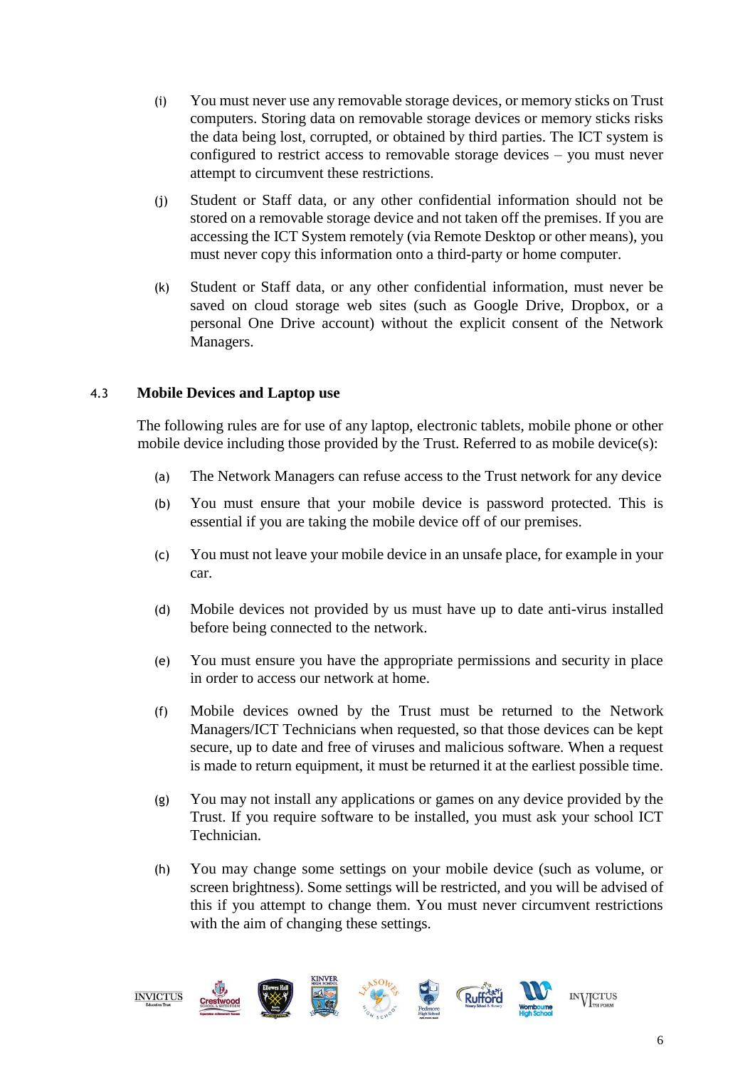(i) You must never use any removable storage devices, or memory sticks on Trust computers. Storing data on removable storage devices or memory sticks risks the data being lost, corrupted, or obtained by third parties. The ICT system is configured to restrict access to removable storage devices – you must never attempt to circumvent these restrictions.

(j) Student or Staff data, or any other confidential information should not be stored on a removable storage device and not taken off the premises. If you are accessing the ICT System remotely (via Remote Desktop or other means), you must never copy this information onto a third-party or home computer.

(k) Student or Staff data, or any other confidential information, must never be saved on cloud storage web sites (such as Google Drive, Dropbox, or a personal One Drive account) without the explicit consent of the Network Managers.

### 4.3 Mobile Devices and Laptop use

The following rules are for use of any laptop, electronic tablets, mobile phone or other mobile device including those provided by the Trust. Referred to as mobile device(s):

(a) The Network Managers can refuse access to the Trust network for any device

(b) You must ensure that your mobile device is password protected. This is essential if you are taking the mobile device off of our premises.

(c) You must not leave your mobile device in an unsafe place, for example in your car.

(d) Mobile devices not provided by us must have up to date anti-virus installed before being connected to the network.

(e) You must ensure you have the appropriate permissions and security in place in order to access our network at home.

(f) Mobile devices owned by the Trust must be returned to the Network Managers/ICT Technicians when requested, so that those devices can be kept secure, up to date and free of viruses and malicious software. When a request is made to return equipment, it must be returned it at the earliest possible time.

(g) You may not install any applications or games on any device provided by the Trust. If you require software to be installed, you must ask your school ICT Technician.

(h) You may change some settings on your mobile device (such as volume, or screen brightness). Some settings will be restricted, and you will be advised of this if you attempt to change them. You must never circumvent restrictions with the aim of changing these settings.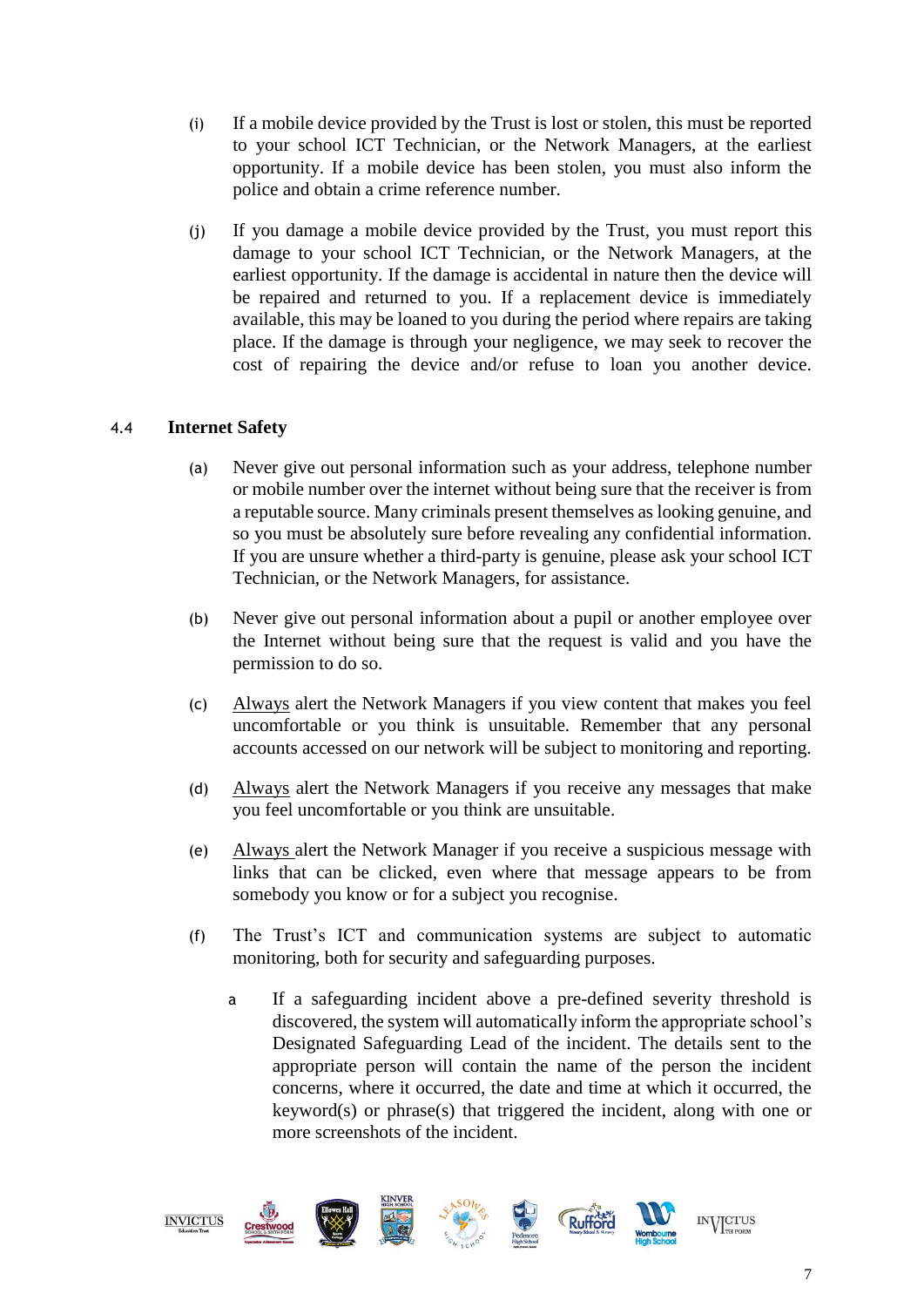(i) If a mobile device provided by the Trust is lost or stolen, this must be reported to your school ICT Technician, or the Network Managers, at the earliest opportunity. If a mobile device has been stolen, you must also inform the police and obtain a crime reference number.

(j) If you damage a mobile device provided by the Trust, you must report this damage to your school ICT Technician, or the Network Managers, at the earliest opportunity. If the damage is accidental in nature then the device will be repaired and returned to you. If a replacement device is immediately available, this may be loaned to you during the period where repairs are taking place. If the damage is through your negligence, we may seek to recover the cost of repairing the device and/or refuse to loan you another device.

### 4.4 Internet Safety

(a) Never give out personal information such as your address, telephone number or mobile number over the internet without being sure that the receiver is from a reputable source. Many criminals present themselves as looking genuine, and so you must be absolutely sure before revealing any confidential information. If you are unsure whether a third-party is genuine, please ask your school ICT Technician, or the Network Managers, for assistance.

(b) Never give out personal information about a pupil or another employee over the Internet without being sure that the request is valid and you have the permission to do so.

(c) <u>Always</u> alert the Network Managers if you view content that makes you feel uncomfortable or you think is unsuitable. Remember that any personal accounts accessed on our network will be subject to monitoring and reporting.

(d) <u>Always</u> alert the Network Managers if you receive any messages that make you feel uncomfortable or you think are unsuitable.

(e) <u>Always</u> alert the Network Manager if you receive a suspicious message with links that can be clicked, even where that message appears to be from somebody you know or for a subject you recognise.

(f) The Trust's ICT and communication systems are subject to automatic monitoring, both for security and safeguarding purposes.

   a. If a safeguarding incident above a pre-defined severity threshold is discovered, the system will automatically inform the appropriate school's Designated Safeguarding Lead of the incident. The details sent to the appropriate person will contain the name of the person the incident concerns, where it occurred, the date and time at which it occurred, the keyword(s) or phrase(s) that triggered the incident, along with one or more screenshots of the incident.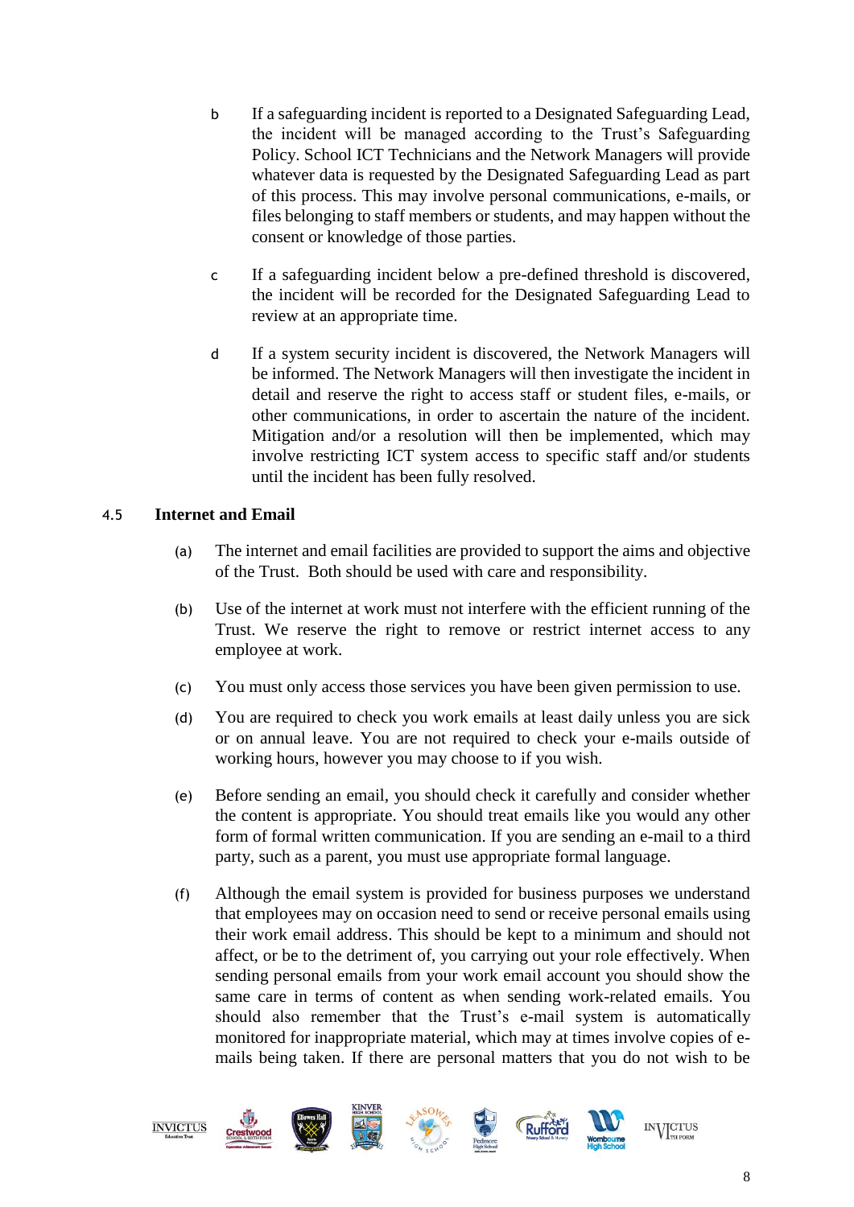b If a safeguarding incident is reported to a Designated Safeguarding Lead, the incident will be managed according to the Trust's Safeguarding Policy. School ICT Technicians and the Network Managers will provide whatever data is requested by the Designated Safeguarding Lead as part of this process. This may involve personal communications, e-mails, or files belonging to staff members or students, and may happen without the consent or knowledge of those parties.

c If a safeguarding incident below a pre-defined threshold is discovered, the incident will be recorded for the Designated Safeguarding Lead to review at an appropriate time.

d If a system security incident is discovered, the Network Managers will be informed. The Network Managers will then investigate the incident in detail and reserve the right to access staff or student files, e-mails, or other communications, in order to ascertain the nature of the incident. Mitigation and/or a resolution will then be implemented, which may involve restricting ICT system access to specific staff and/or students until the incident has been fully resolved.

### 4.5 Internet and Email

(a) The internet and email facilities are provided to support the aims and objective of the Trust. Both should be used with care and responsibility.

(b) Use of the internet at work must not interfere with the efficient running of the Trust. We reserve the right to remove or restrict internet access to any employee at work.

(c) You must only access those services you have been given permission to use.

(d) You are required to check you work emails at least daily unless you are sick or on annual leave. You are not required to check your e-mails outside of working hours, however you may choose to if you wish.

(e) Before sending an email, you should check it carefully and consider whether the content is appropriate. You should treat emails like you would any other form of formal written communication. If you are sending an e-mail to a third party, such as a parent, you must use appropriate formal language.

(f) Although the email system is provided for business purposes we understand that employees may on occasion need to send or receive personal emails using their work email address. This should be kept to a minimum and should not affect, or be to the detriment of, you carrying out your role effectively. When sending personal emails from your work email account you should show the same care in terms of content as when sending work-related emails. You should also remember that the Trust's e-mail system is automatically monitored for inappropriate material, which may at times involve copies of e-mails being taken. If there are personal matters that you do not wish to be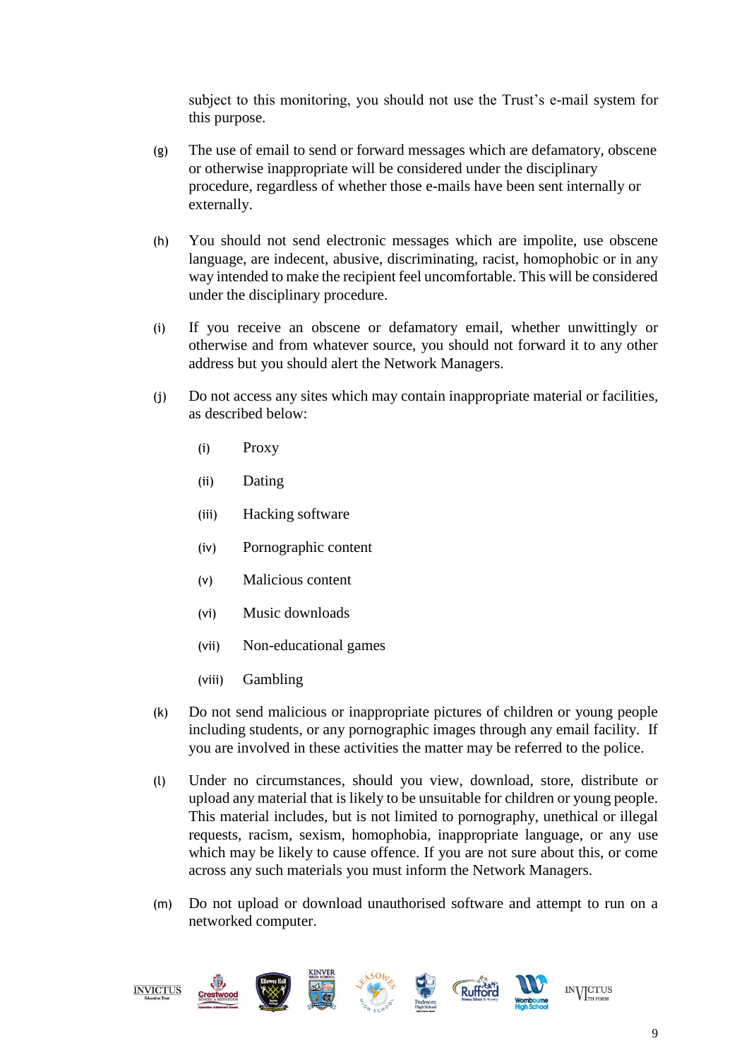subject to this monitoring, you should not use the Trust's e-mail system for this purpose.

(g) The use of email to send or forward messages which are defamatory, obscene or otherwise inappropriate will be considered under the disciplinary procedure, regardless of whether those e-mails have been sent internally or externally.

(h) You should not send electronic messages which are impolite, use obscene language, are indecent, abusive, discriminating, racist, homophobic or in any way intended to make the recipient feel uncomfortable. This will be considered under the disciplinary procedure.

(i) If you receive an obscene or defamatory email, whether unwittingly or otherwise and from whatever source, you should not forward it to any other address but you should alert the Network Managers.

(j) Do not access any sites which may contain inappropriate material or facilities, as described below:

   (i) Proxy

   (ii) Dating

   (iii) Hacking software

   (iv) Pornographic content

   (v) Malicious content

   (vi) Music downloads

   (vii) Non-educational games

   (viii) Gambling

(k) Do not send malicious or inappropriate pictures of children or young people including students, or any pornographic images through any email facility. If you are involved in these activities the matter may be referred to the police.

(l) Under no circumstances, should you view, download, store, distribute or upload any material that is likely to be unsuitable for children or young people. This material includes, but is not limited to pornography, unethical or illegal requests, racism, sexism, homophobia, inappropriate language, or any use which may be likely to cause offence. If you are not sure about this, or come across any such materials you must inform the Network Managers.

(m) Do not upload or download unauthorised software and attempt to run on a networked computer.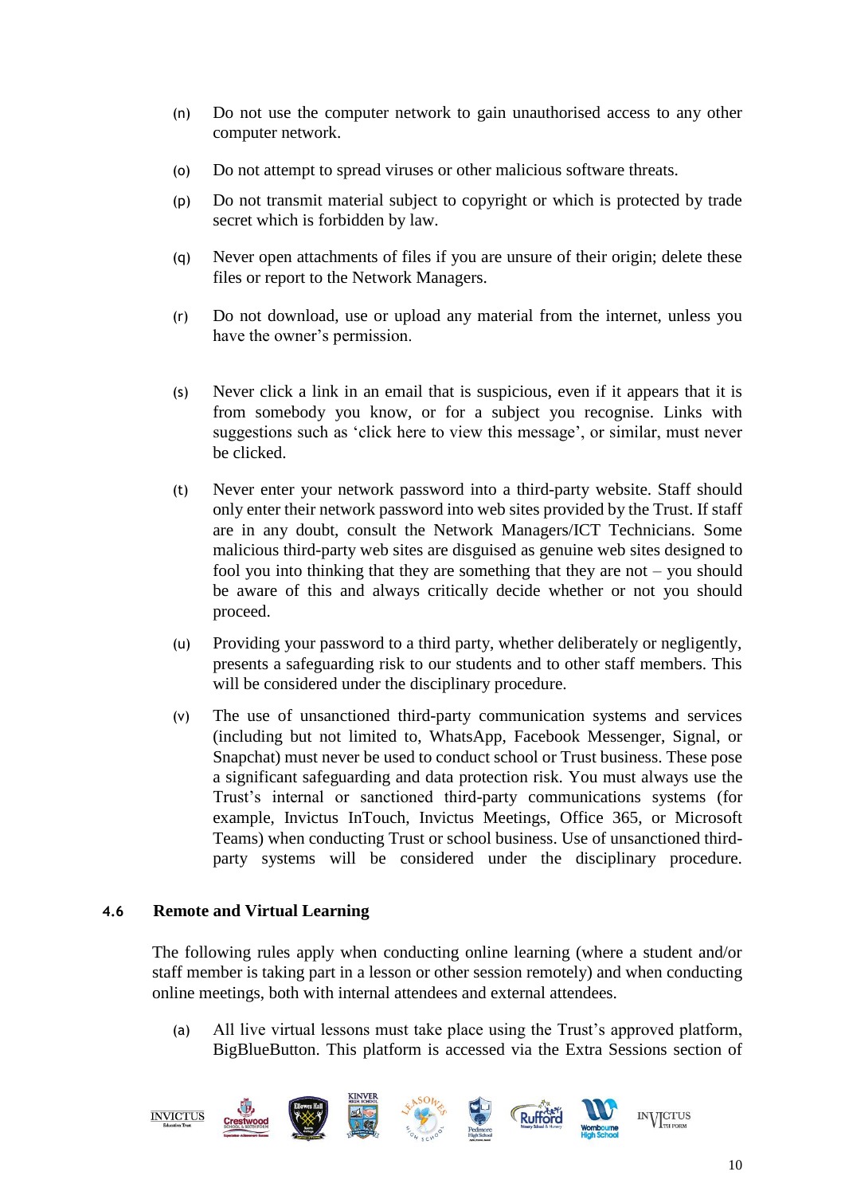(n) Do not use the computer network to gain unauthorised access to any other computer network.

(o) Do not attempt to spread viruses or other malicious software threats.

(p) Do not transmit material subject to copyright or which is protected by trade secret which is forbidden by law.

(q) Never open attachments of files if you are unsure of their origin; delete these files or report to the Network Managers.

(r) Do not download, use or upload any material from the internet, unless you have the owner's permission.

(s) Never click a link in an email that is suspicious, even if it appears that it is from somebody you know, or for a subject you recognise. Links with suggestions such as 'click here to view this message', or similar, must never be clicked.

(t) Never enter your network password into a third-party website. Staff should only enter their network password into web sites provided by the Trust. If staff are in any doubt, consult the Network Managers/ICT Technicians. Some malicious third-party web sites are disguised as genuine web sites designed to fool you into thinking that they are something that they are not – you should be aware of this and always critically decide whether or not you should proceed.

(u) Providing your password to a third party, whether deliberately or negligently, presents a safeguarding risk to our students and to other staff members. This will be considered under the disciplinary procedure.

(v) The use of unsanctioned third-party communication systems and services (including but not limited to, WhatsApp, Facebook Messenger, Signal, or Snapchat) must never be used to conduct school or Trust business. These pose a significant safeguarding and data protection risk. You must always use the Trust's internal or sanctioned third-party communications systems (for example, Invictus InTouch, Invictus Meetings, Office 365, or Microsoft Teams) when conducting Trust or school business. Use of unsanctioned third-party systems will be considered under the disciplinary procedure.

### 4.6 Remote and Virtual Learning

The following rules apply when conducting online learning (where a student and/or staff member is taking part in a lesson or other session remotely) and when conducting online meetings, both with internal attendees and external attendees.

(a) All live virtual lessons must take place using the Trust's approved platform, BigBlueButton. This platform is accessed via the Extra Sessions section of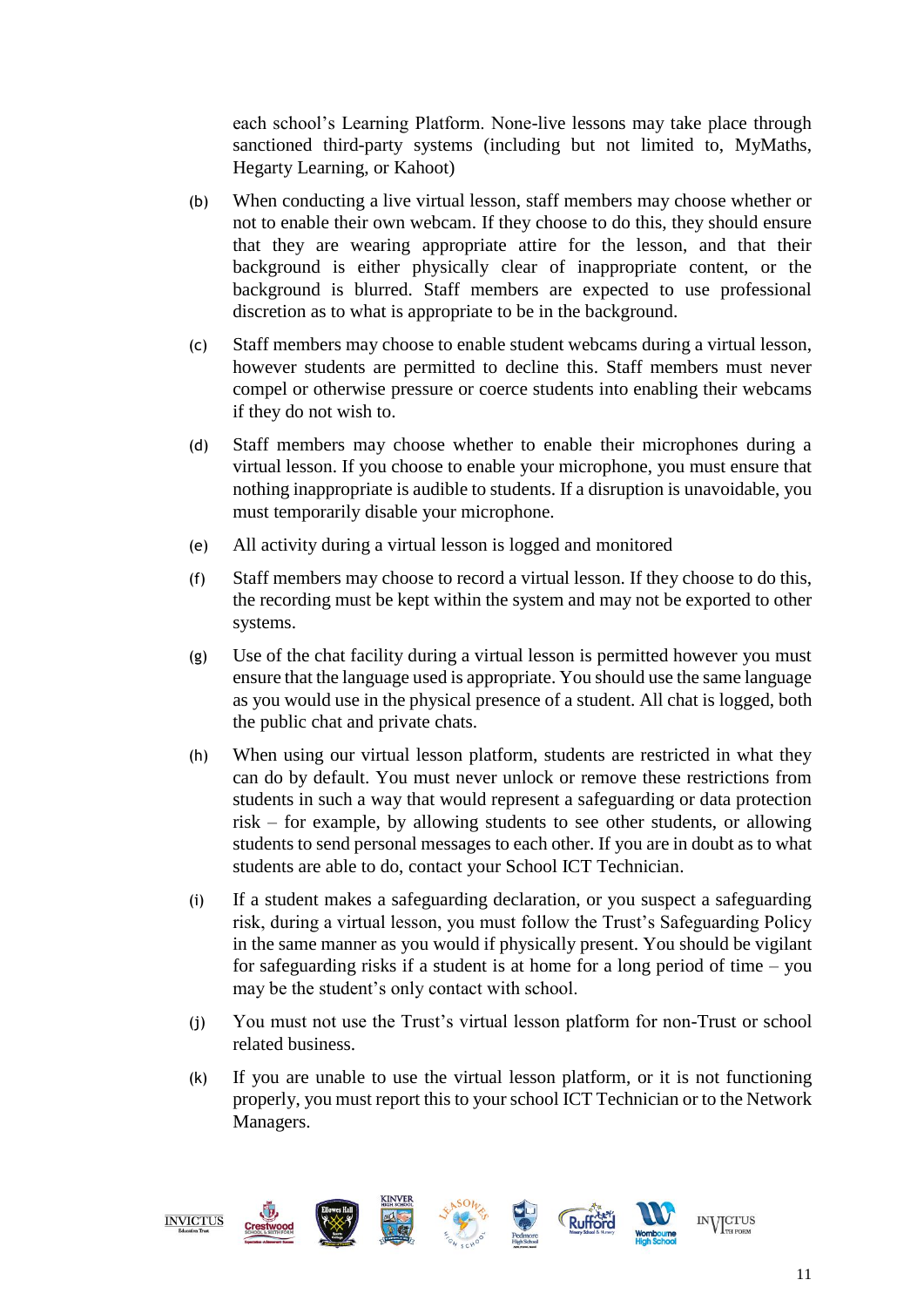each school's Learning Platform. None-live lessons may take place through sanctioned third-party systems (including but not limited to, MyMaths, Hegarty Learning, or Kahoot)

(b) When conducting a live virtual lesson, staff members may choose whether or not to enable their own webcam. If they choose to do this, they should ensure that they are wearing appropriate attire for the lesson, and that their background is either physically clear of inappropriate content, or the background is blurred. Staff members are expected to use professional discretion as to what is appropriate to be in the background.

(c) Staff members may choose to enable student webcams during a virtual lesson, however students are permitted to decline this. Staff members must never compel or otherwise pressure or coerce students into enabling their webcams if they do not wish to.

(d) Staff members may choose whether to enable their microphones during a virtual lesson. If you choose to enable your microphone, you must ensure that nothing inappropriate is audible to students. If a disruption is unavoidable, you must temporarily disable your microphone.

(e) All activity during a virtual lesson is logged and monitored

(f) Staff members may choose to record a virtual lesson. If they choose to do this, the recording must be kept within the system and may not be exported to other systems.

(g) Use of the chat facility during a virtual lesson is permitted however you must ensure that the language used is appropriate. You should use the same language as you would use in the physical presence of a student. All chat is logged, both the public chat and private chats.

(h) When using our virtual lesson platform, students are restricted in what they can do by default. You must never unlock or remove these restrictions from students in such a way that would represent a safeguarding or data protection risk – for example, by allowing students to see other students, or allowing students to send personal messages to each other. If you are in doubt as to what students are able to do, contact your School ICT Technician.

(i) If a student makes a safeguarding declaration, or you suspect a safeguarding risk, during a virtual lesson, you must follow the Trust's Safeguarding Policy in the same manner as you would if physically present. You should be vigilant for safeguarding risks if a student is at home for a long period of time – you may be the student's only contact with school.

(j) You must not use the Trust's virtual lesson platform for non-Trust or school related business.

(k) If you are unable to use the virtual lesson platform, or it is not functioning properly, you must report this to your school ICT Technician or to the Network Managers.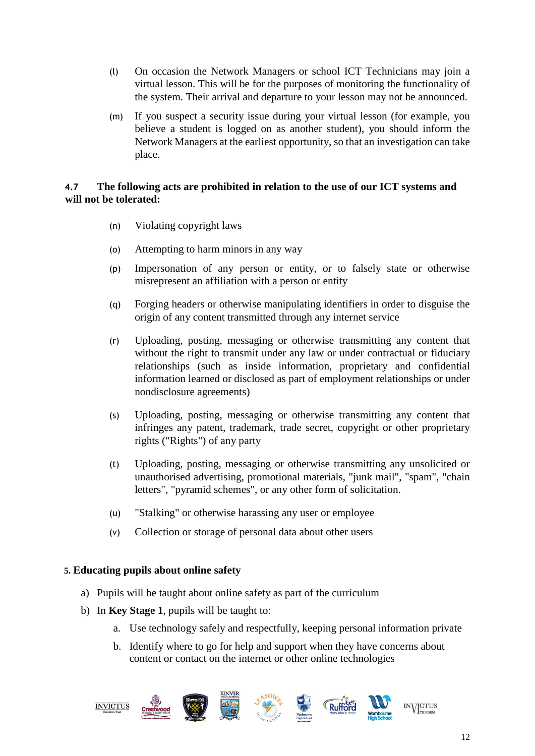(l) On occasion the Network Managers or school ICT Technicians may join a virtual lesson. This will be for the purposes of monitoring the functionality of the system. Their arrival and departure to your lesson may not be announced.

(m) If you suspect a security issue during your virtual lesson (for example, you believe a student is logged on as another student), you should inform the Network Managers at the earliest opportunity, so that an investigation can take place.

### 4.7 The following acts are prohibited in relation to the use of our ICT systems and will not be tolerated:

(n) Violating copyright laws

(o) Attempting to harm minors in any way

(p) Impersonation of any person or entity, or to falsely state or otherwise misrepresent an affiliation with a person or entity

(q) Forging headers or otherwise manipulating identifiers in order to disguise the origin of any content transmitted through any internet service

(r) Uploading, posting, messaging or otherwise transmitting any content that without the right to transmit under any law or under contractual or fiduciary relationships (such as inside information, proprietary and confidential information learned or disclosed as part of employment relationships or under nondisclosure agreements)

(s) Uploading, posting, messaging or otherwise transmitting any content that infringes any patent, trademark, trade secret, copyright or other proprietary rights ("Rights") of any party

(t) Uploading, posting, messaging or otherwise transmitting any unsolicited or unauthorised advertising, promotional materials, "junk mail", "spam", "chain letters", "pyramid schemes", or any other form of solicitation.

(u) "Stalking" or otherwise harassing any user or employee

(v) Collection or storage of personal data about other users

## 5. Educating pupils about online safety

a) Pupils will be taught about online safety as part of the curriculum

b) In **Key Stage 1**, pupils will be taught to:

   a. Use technology safely and respectfully, keeping personal information private

   b. Identify where to go for help and support when they have concerns about content or contact on the internet or other online technologies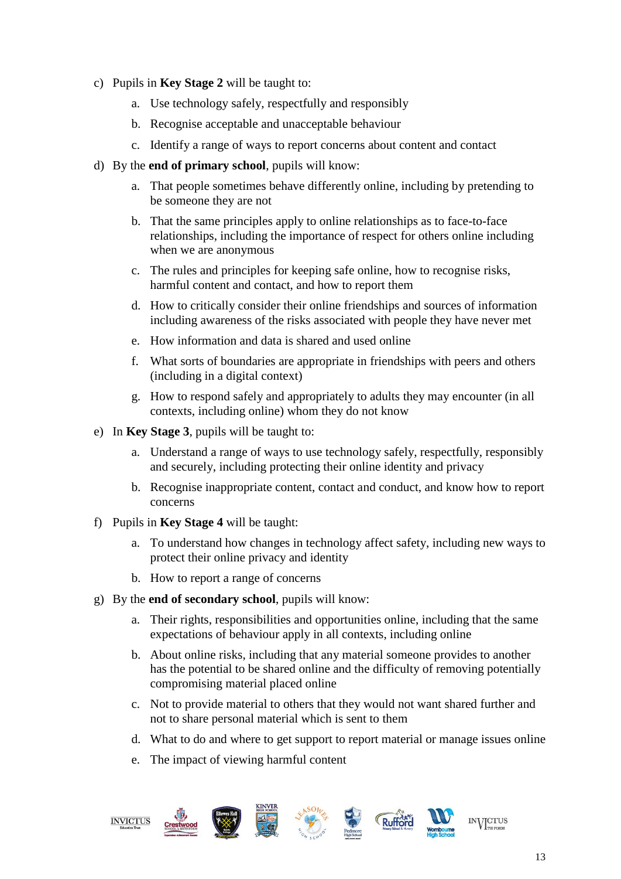c) Pupils in **Key Stage 2** will be taught to:

    a. Use technology safely, respectfully and responsibly

    b. Recognise acceptable and unacceptable behaviour

    c. Identify a range of ways to report concerns about content and contact

d) By the **end of primary school**, pupils will know:

    a. That people sometimes behave differently online, including by pretending to be someone they are not

    b. That the same principles apply to online relationships as to face-to-face relationships, including the importance of respect for others online including when we are anonymous

    c. The rules and principles for keeping safe online, how to recognise risks, harmful content and contact, and how to report them

    d. How to critically consider their online friendships and sources of information including awareness of the risks associated with people they have never met

    e. How information and data is shared and used online

    f. What sorts of boundaries are appropriate in friendships with peers and others (including in a digital context)

    g. How to respond safely and appropriately to adults they may encounter (in all contexts, including online) whom they do not know

e) In **Key Stage 3**, pupils will be taught to:

    a. Understand a range of ways to use technology safely, respectfully, responsibly and securely, including protecting their online identity and privacy

    b. Recognise inappropriate content, contact and conduct, and know how to report concerns

f) Pupils in **Key Stage 4** will be taught:

    a. To understand how changes in technology affect safety, including new ways to protect their online privacy and identity

    b. How to report a range of concerns

g) By the **end of secondary school**, pupils will know:

    a. Their rights, responsibilities and opportunities online, including that the same expectations of behaviour apply in all contexts, including online

    b. About online risks, including that any material someone provides to another has the potential to be shared online and the difficulty of removing potentially compromising material placed online

    c. Not to provide material to others that they would not want shared further and not to share personal material which is sent to them

    d. What to do and where to get support to report material or manage issues online

    e. The impact of viewing harmful content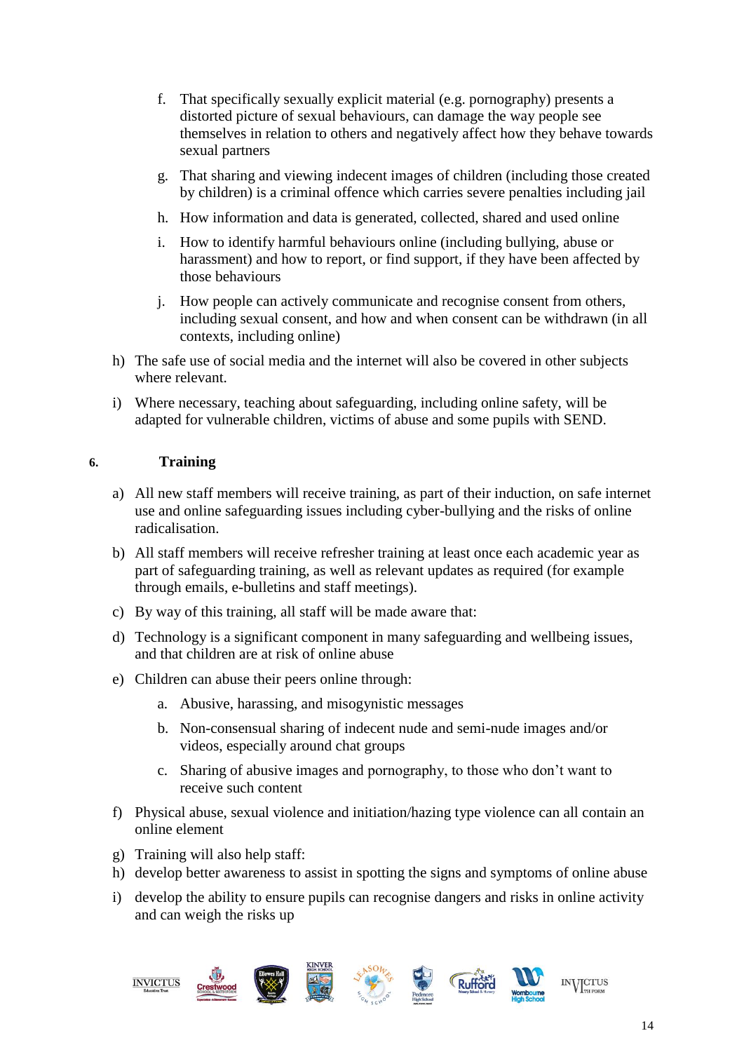f. That specifically sexually explicit material (e.g. pornography) presents a distorted picture of sexual behaviours, can damage the way people see themselves in relation to others and negatively affect how they behave towards sexual partners

   g. That sharing and viewing indecent images of children (including those created by children) is a criminal offence which carries severe penalties including jail

   h. How information and data is generated, collected, shared and used online

   i. How to identify harmful behaviours online (including bullying, abuse or harassment) and how to report, or find support, if they have been affected by those behaviours

   j. How people can actively communicate and recognise consent from others, including sexual consent, and how and when consent can be withdrawn (in all contexts, including online)

h) The safe use of social media and the internet will also be covered in other subjects where relevant.

i) Where necessary, teaching about safeguarding, including online safety, will be adapted for vulnerable children, victims of abuse and some pupils with SEND.

## 6. Training

a) All new staff members will receive training, as part of their induction, on safe internet use and online safeguarding issues including cyber-bullying and the risks of online radicalisation.

b) All staff members will receive refresher training at least once each academic year as part of safeguarding training, as well as relevant updates as required (for example through emails, e-bulletins and staff meetings).

c) By way of this training, all staff will be made aware that:

d) Technology is a significant component in many safeguarding and wellbeing issues, and that children are at risk of online abuse

e) Children can abuse their peers online through:

   a. Abusive, harassing, and misogynistic messages

   b. Non-consensual sharing of indecent nude and semi-nude images and/or videos, especially around chat groups

   c. Sharing of abusive images and pornography, to those who don't want to receive such content

f) Physical abuse, sexual violence and initiation/hazing type violence can all contain an online element

g) Training will also help staff:

h) develop better awareness to assist in spotting the signs and symptoms of online abuse

i) develop the ability to ensure pupils can recognise dangers and risks in online activity and can weigh the risks up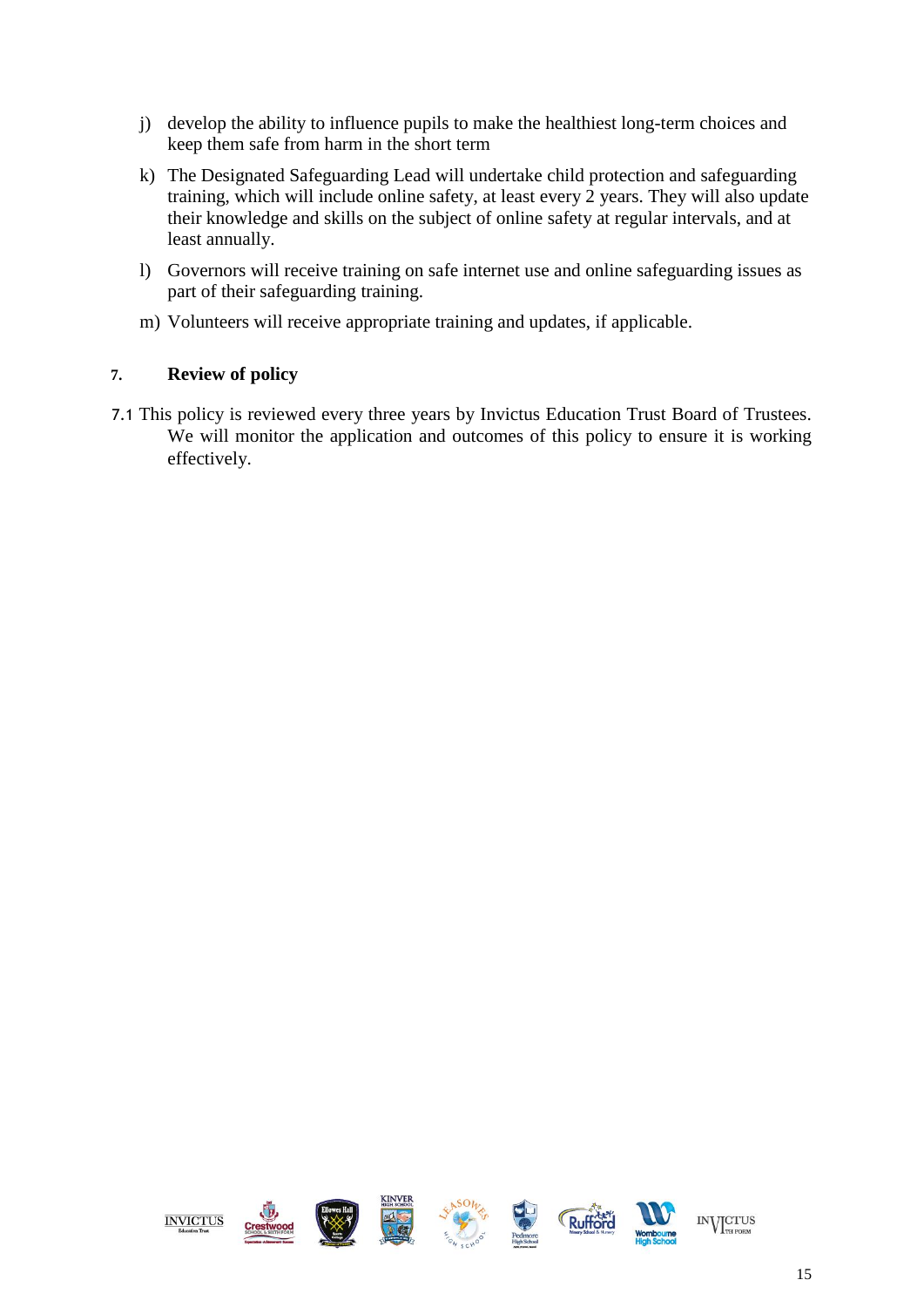j) develop the ability to influence pupils to make the healthiest long-term choices and keep them safe from harm in the short term

k) The Designated Safeguarding Lead will undertake child protection and safeguarding training, which will include online safety, at least every 2 years. They will also update their knowledge and skills on the subject of online safety at regular intervals, and at least annually.

l) Governors will receive training on safe internet use and online safeguarding issues as part of their safeguarding training.

m) Volunteers will receive appropriate training and updates, if applicable.

## 7. Review of policy

7.1 This policy is reviewed every three years by Invictus Education Trust Board of Trustees. We will monitor the application and outcomes of this policy to ensure it is working effectively.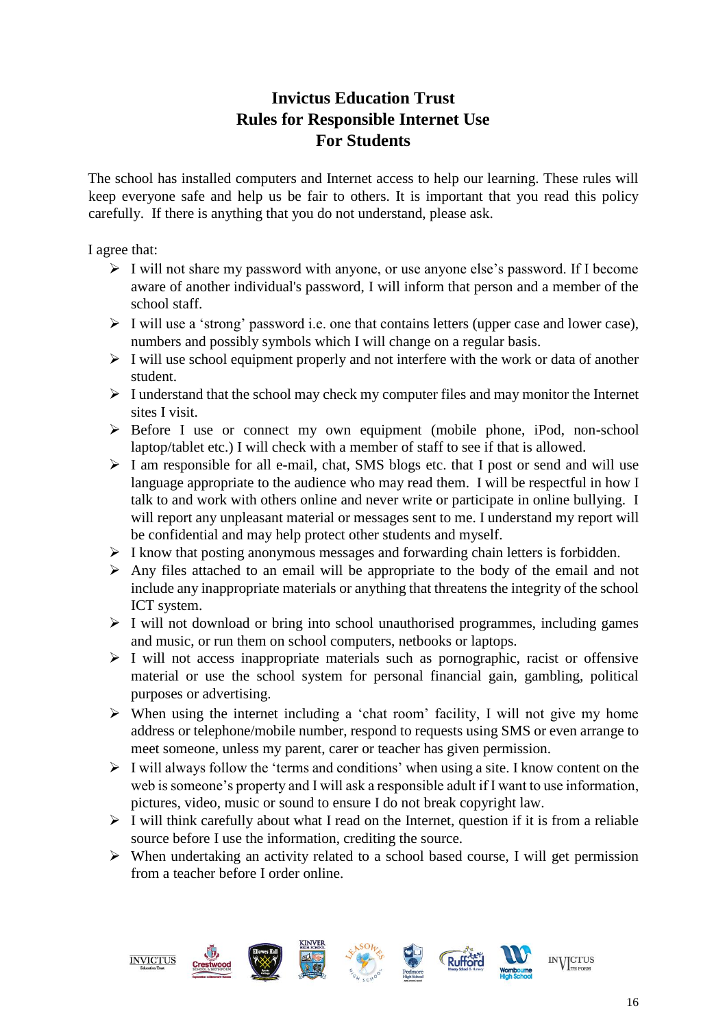# Invictus Education Trust
# Rules for Responsible Internet Use
# For Students

The school has installed computers and Internet access to help our learning. These rules will keep everyone safe and help us be fair to others. It is important that you read this policy carefully. If there is anything that you do not understand, please ask.

I agree that:

- I will not share my password with anyone, or use anyone else's password. If I become aware of another individual's password, I will inform that person and a member of the school staff.
- I will use a 'strong' password i.e. one that contains letters (upper case and lower case), numbers and possibly symbols which I will change on a regular basis.
- I will use school equipment properly and not interfere with the work or data of another student.
- I understand that the school may check my computer files and may monitor the Internet sites I visit.
- Before I use or connect my own equipment (mobile phone, iPod, non-school laptop/tablet etc.) I will check with a member of staff to see if that is allowed.
- I am responsible for all e-mail, chat, SMS blogs etc. that I post or send and will use language appropriate to the audience who may read them. I will be respectful in how I talk to and work with others online and never write or participate in online bullying. I will report any unpleasant material or messages sent to me. I understand my report will be confidential and may help protect other students and myself.
- I know that posting anonymous messages and forwarding chain letters is forbidden.
- Any files attached to an email will be appropriate to the body of the email and not include any inappropriate materials or anything that threatens the integrity of the school ICT system.
- I will not download or bring into school unauthorised programmes, including games and music, or run them on school computers, netbooks or laptops.
- I will not access inappropriate materials such as pornographic, racist or offensive material or use the school system for personal financial gain, gambling, political purposes or advertising.
- When using the internet including a 'chat room' facility, I will not give my home address or telephone/mobile number, respond to requests using SMS or even arrange to meet someone, unless my parent, carer or teacher has given permission.
- I will always follow the 'terms and conditions' when using a site. I know content on the web is someone's property and I will ask a responsible adult if I want to use information, pictures, video, music or sound to ensure I do not break copyright law.
- I will think carefully about what I read on the Internet, question if it is from a reliable source before I use the information, crediting the source.
- When undertaking an activity related to a school based course, I will get permission from a teacher before I order online.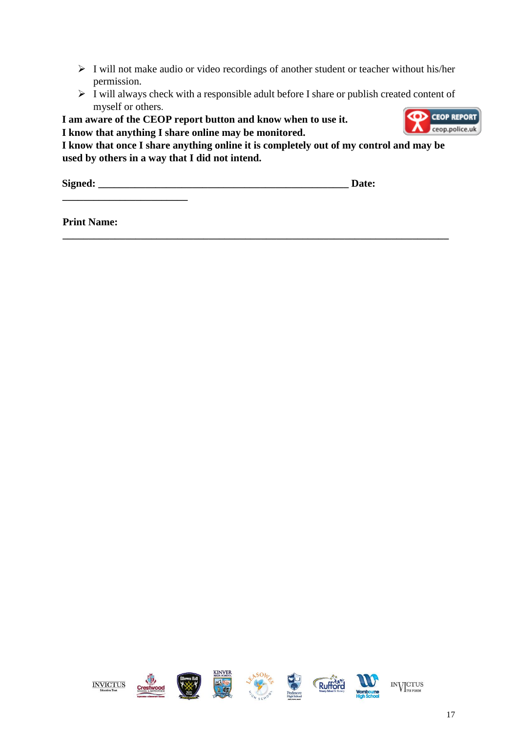- I will not make audio or video recordings of another student or teacher without his/her permission.
- I will always check with a responsible adult before I share or publish created content of myself or others.

**I am aware of the CEOP report button and know when to use it.**
**I know that anything I share online may be monitored.**
**I know that once I share anything online it is completely out of my control and may be used by others in a way that I did not intend.**

**Signed: ________________________________________________ Date: ________________________**

**Print Name: ___________________________________________________________________________**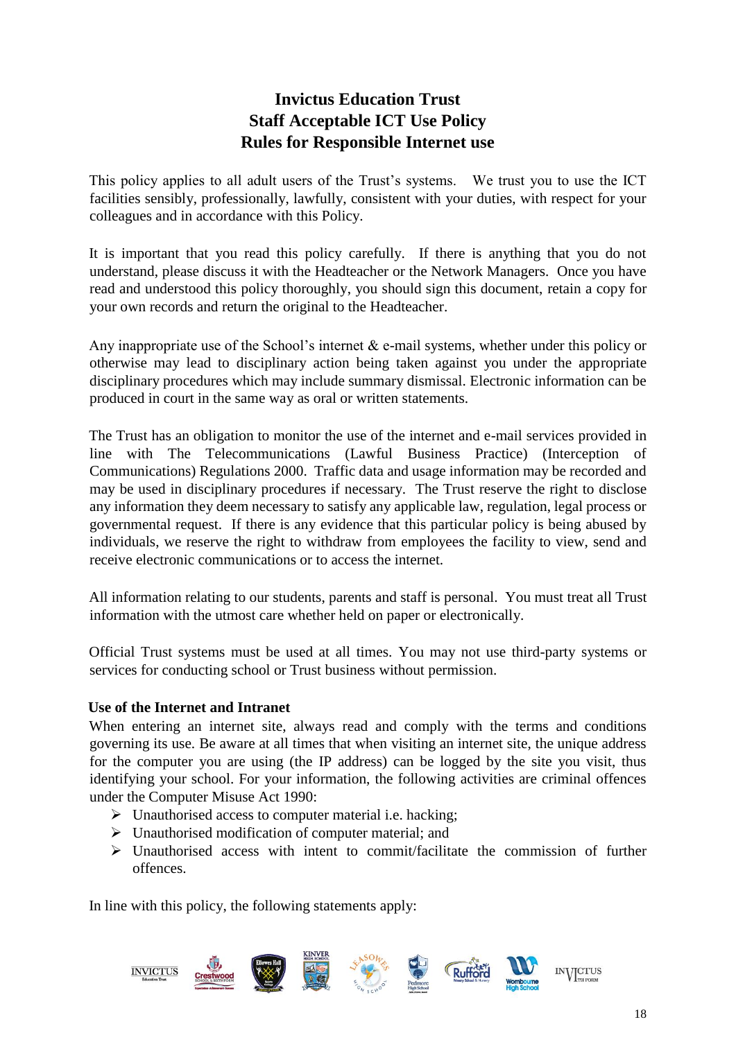# Invictus Education Trust
# Staff Acceptable ICT Use Policy
# Rules for Responsible Internet use

This policy applies to all adult users of the Trust's systems. We trust you to use the ICT facilities sensibly, professionally, lawfully, consistent with your duties, with respect for your colleagues and in accordance with this Policy.

It is important that you read this policy carefully. If there is anything that you do not understand, please discuss it with the Headteacher or the Network Managers. Once you have read and understood this policy thoroughly, you should sign this document, retain a copy for your own records and return the original to the Headteacher.

Any inappropriate use of the School's internet & e-mail systems, whether under this policy or otherwise may lead to disciplinary action being taken against you under the appropriate disciplinary procedures which may include summary dismissal. Electronic information can be produced in court in the same way as oral or written statements.

The Trust has an obligation to monitor the use of the internet and e-mail services provided in line with The Telecommunications (Lawful Business Practice) (Interception of Communications) Regulations 2000. Traffic data and usage information may be recorded and may be used in disciplinary procedures if necessary. The Trust reserve the right to disclose any information they deem necessary to satisfy any applicable law, regulation, legal process or governmental request. If there is any evidence that this particular policy is being abused by individuals, we reserve the right to withdraw from employees the facility to view, send and receive electronic communications or to access the internet.

All information relating to our students, parents and staff is personal. You must treat all Trust information with the utmost care whether held on paper or electronically.

Official Trust systems must be used at all times. You may not use third-party systems or services for conducting school or Trust business without permission.

**Use of the Internet and Intranet**

When entering an internet site, always read and comply with the terms and conditions governing its use. Be aware at all times that when visiting an internet site, the unique address for the computer you are using (the IP address) can be logged by the site you visit, thus identifying your school. For your information, the following activities are criminal offences under the Computer Misuse Act 1990:

- Unauthorised access to computer material i.e. hacking;
- Unauthorised modification of computer material; and
- Unauthorised access with intent to commit/facilitate the commission of further offences.

In line with this policy, the following statements apply: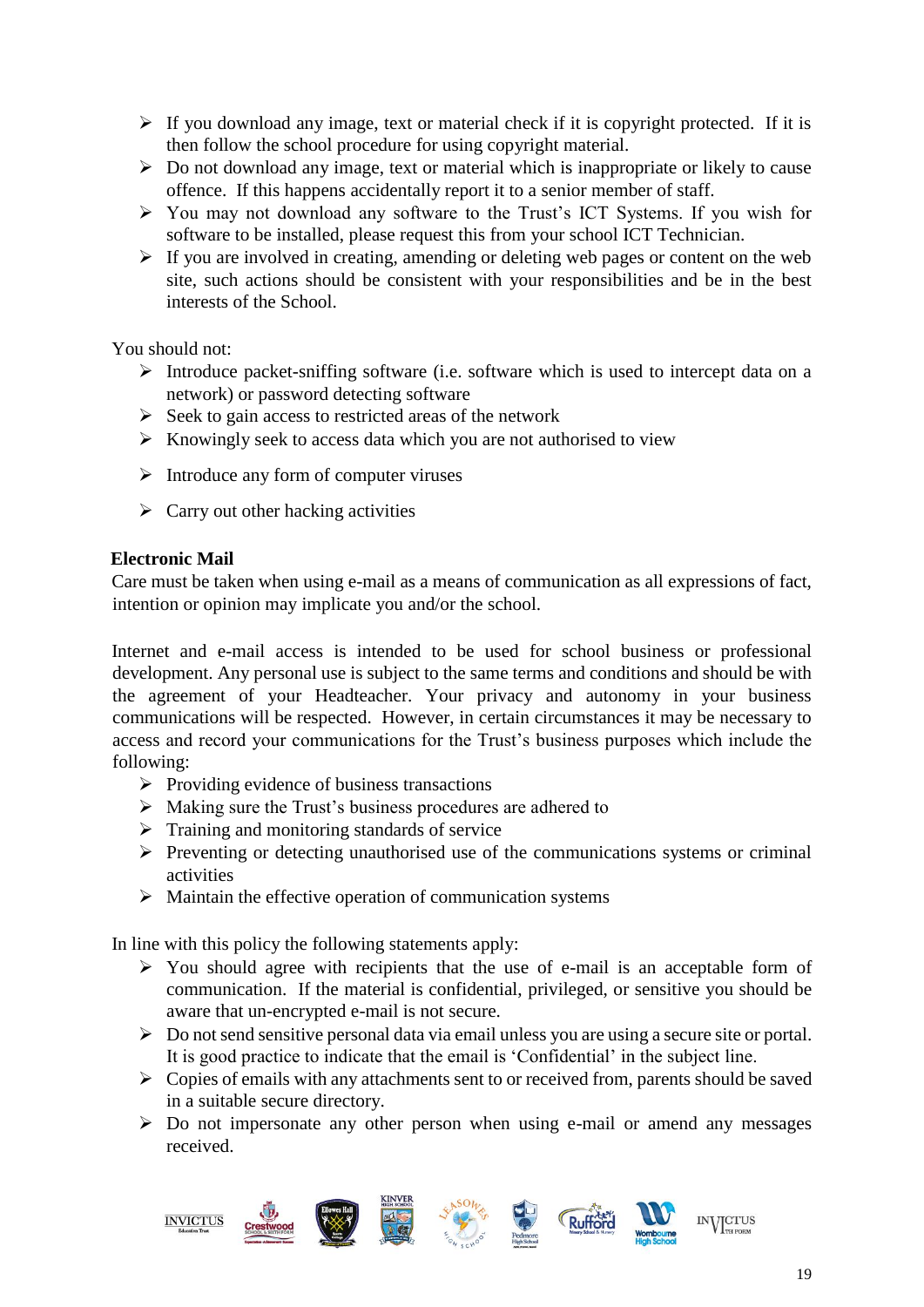- If you download any image, text or material check if it is copyright protected. If it is then follow the school procedure for using copyright material.
- Do not download any image, text or material which is inappropriate or likely to cause offence. If this happens accidentally report it to a senior member of staff.
- You may not download any software to the Trust's ICT Systems. If you wish for software to be installed, please request this from your school ICT Technician.
- If you are involved in creating, amending or deleting web pages or content on the web site, such actions should be consistent with your responsibilities and be in the best interests of the School.

You should not:

- Introduce packet-sniffing software (i.e. software which is used to intercept data on a network) or password detecting software
- Seek to gain access to restricted areas of the network
- Knowingly seek to access data which you are not authorised to view
- Introduce any form of computer viruses
- Carry out other hacking activities

**Electronic Mail**

Care must be taken when using e-mail as a means of communication as all expressions of fact, intention or opinion may implicate you and/or the school.

Internet and e-mail access is intended to be used for school business or professional development. Any personal use is subject to the same terms and conditions and should be with the agreement of your Headteacher. Your privacy and autonomy in your business communications will be respected. However, in certain circumstances it may be necessary to access and record your communications for the Trust's business purposes which include the following:

- Providing evidence of business transactions
- Making sure the Trust's business procedures are adhered to
- Training and monitoring standards of service
- Preventing or detecting unauthorised use of the communications systems or criminal activities
- Maintain the effective operation of communication systems

In line with this policy the following statements apply:

- You should agree with recipients that the use of e-mail is an acceptable form of communication. If the material is confidential, privileged, or sensitive you should be aware that un-encrypted e-mail is not secure.
- Do not send sensitive personal data via email unless you are using a secure site or portal. It is good practice to indicate that the email is 'Confidential' in the subject line.
- Copies of emails with any attachments sent to or received from, parents should be saved in a suitable secure directory.
- Do not impersonate any other person when using e-mail or amend any messages received.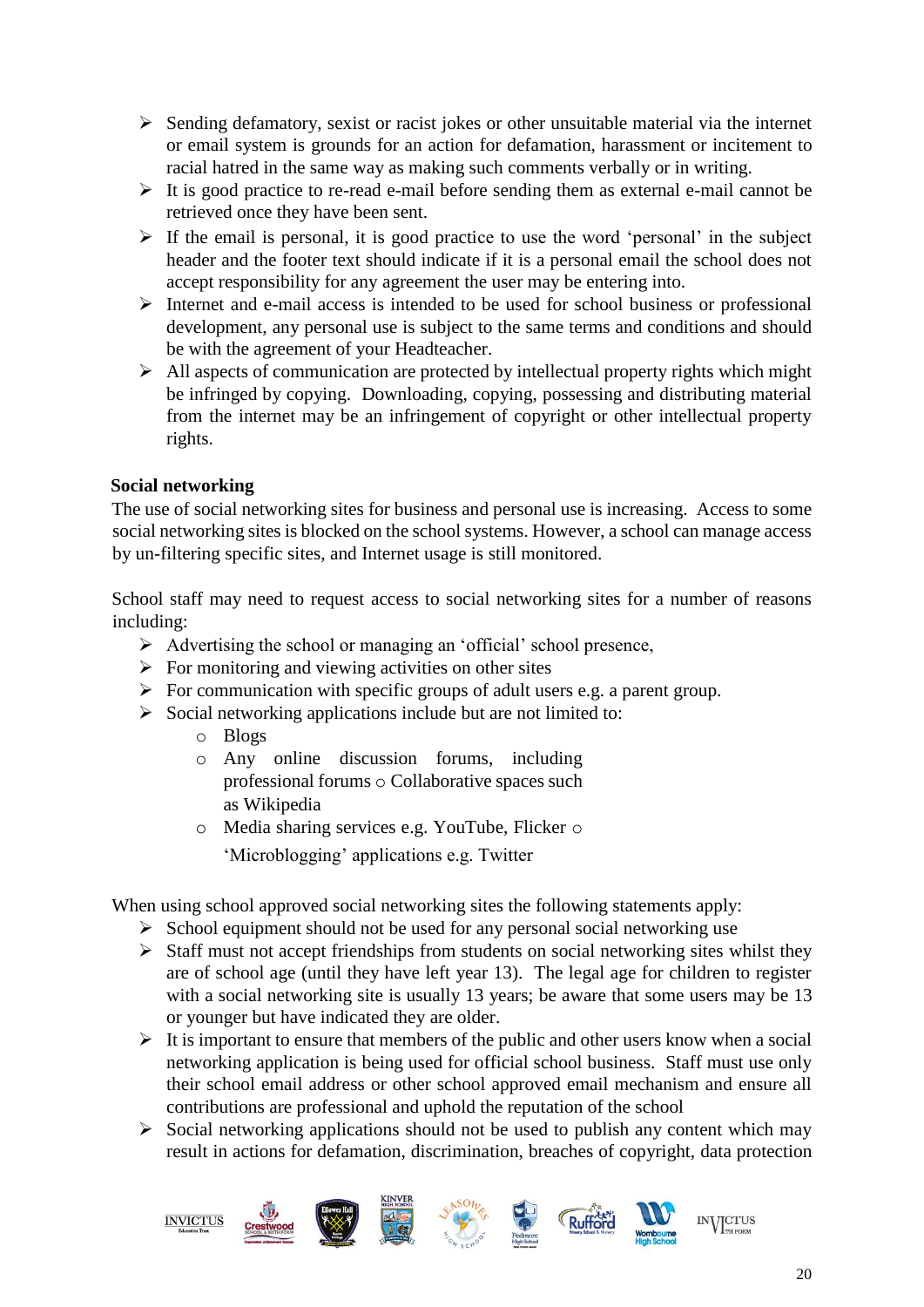- Sending defamatory, sexist or racist jokes or other unsuitable material via the internet or email system is grounds for an action for defamation, harassment or incitement to racial hatred in the same way as making such comments verbally or in writing.
- It is good practice to re-read e-mail before sending them as external e-mail cannot be retrieved once they have been sent.
- If the email is personal, it is good practice to use the word 'personal' in the subject header and the footer text should indicate if it is a personal email the school does not accept responsibility for any agreement the user may be entering into.
- Internet and e-mail access is intended to be used for school business or professional development, any personal use is subject to the same terms and conditions and should be with the agreement of your Headteacher.
- All aspects of communication are protected by intellectual property rights which might be infringed by copying. Downloading, copying, possessing and distributing material from the internet may be an infringement of copyright or other intellectual property rights.

**Social networking**

The use of social networking sites for business and personal use is increasing. Access to some social networking sites is blocked on the school systems. However, a school can manage access by un-filtering specific sites, and Internet usage is still monitored.

School staff may need to request access to social networking sites for a number of reasons including:

- Advertising the school or managing an 'official' school presence,
- For monitoring and viewing activities on other sites
- For communication with specific groups of adult users e.g. a parent group.
- Social networking applications include but are not limited to:
    - Blogs
    - Any online discussion forums, including professional forums
    - Collaborative spaces such as Wikipedia
    - Media sharing services e.g. YouTube, Flicker
    - 'Microblogging' applications e.g. Twitter

When using school approved social networking sites the following statements apply:

- School equipment should not be used for any personal social networking use
- Staff must not accept friendships from students on social networking sites whilst they are of school age (until they have left year 13). The legal age for children to register with a social networking site is usually 13 years; be aware that some users may be 13 or younger but have indicated they are older.
- It is important to ensure that members of the public and other users know when a social networking application is being used for official school business. Staff must use only their school email address or other school approved email mechanism and ensure all contributions are professional and uphold the reputation of the school
- Social networking applications should not be used to publish any content which may result in actions for defamation, discrimination, breaches of copyright, data protection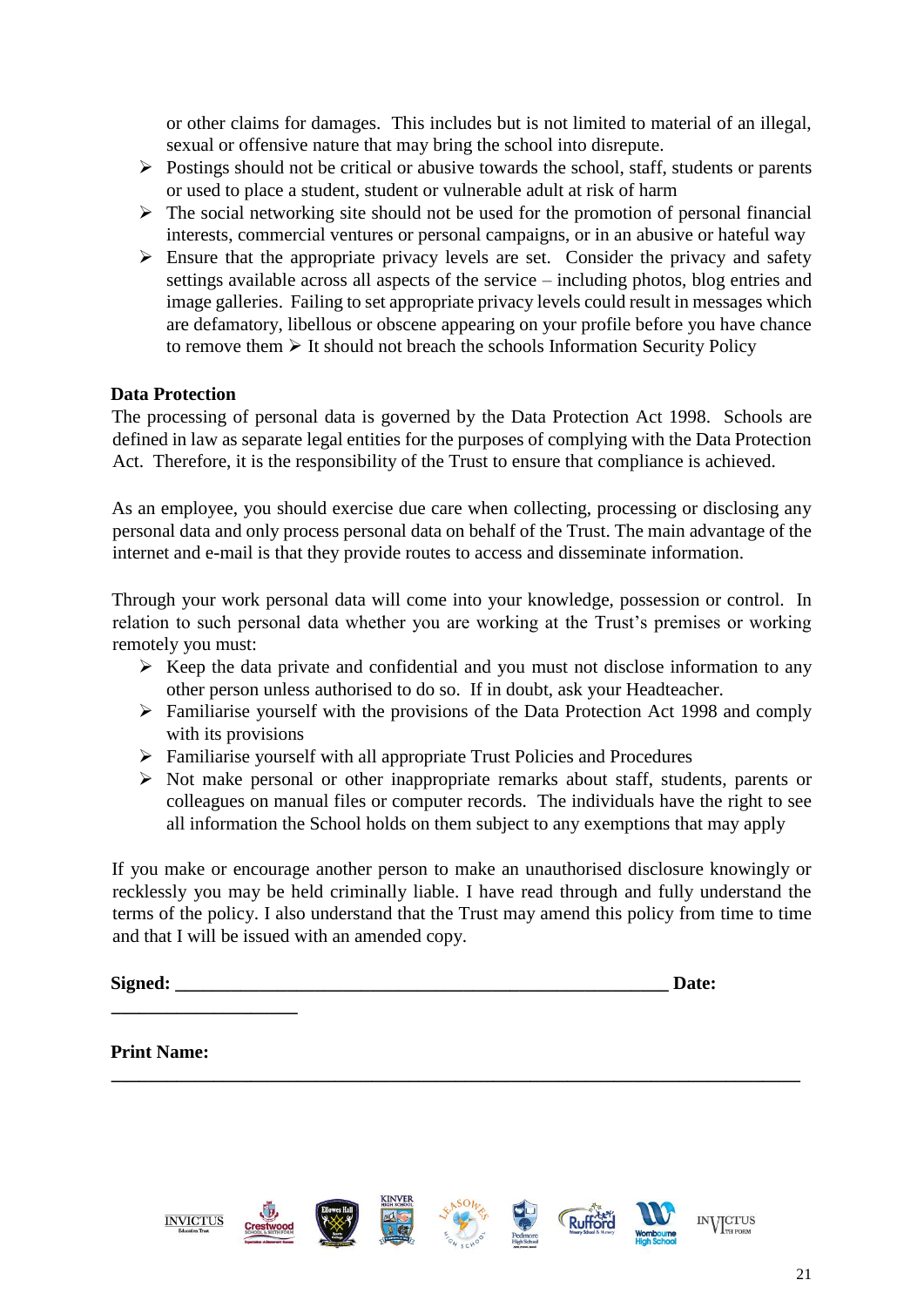or other claims for damages. This includes but is not limited to material of an illegal, sexual or offensive nature that may bring the school into disrepute.

- Postings should not be critical or abusive towards the school, staff, students or parents or used to place a student, student or vulnerable adult at risk of harm
- The social networking site should not be used for the promotion of personal financial interests, commercial ventures or personal campaigns, or in an abusive or hateful way
- Ensure that the appropriate privacy levels are set. Consider the privacy and safety settings available across all aspects of the service – including photos, blog entries and image galleries. Failing to set appropriate privacy levels could result in messages which are defamatory, libellous or obscene appearing on your profile before you have chance to remove them ➢ It should not breach the schools Information Security Policy

**Data Protection**

The processing of personal data is governed by the Data Protection Act 1998. Schools are defined in law as separate legal entities for the purposes of complying with the Data Protection Act. Therefore, it is the responsibility of the Trust to ensure that compliance is achieved.

As an employee, you should exercise due care when collecting, processing or disclosing any personal data and only process personal data on behalf of the Trust. The main advantage of the internet and e-mail is that they provide routes to access and disseminate information.

Through your work personal data will come into your knowledge, possession or control. In relation to such personal data whether you are working at the Trust's premises or working remotely you must:

- Keep the data private and confidential and you must not disclose information to any other person unless authorised to do so. If in doubt, ask your Headteacher.
- Familiarise yourself with the provisions of the Data Protection Act 1998 and comply with its provisions
- Familiarise yourself with all appropriate Trust Policies and Procedures
- Not make personal or other inappropriate remarks about staff, students, parents or colleagues on manual files or computer records. The individuals have the right to see all information the School holds on them subject to any exemptions that may apply

If you make or encourage another person to make an unauthorised disclosure knowingly or recklessly you may be held criminally liable. I have read through and fully understand the terms of the policy. I also understand that the Trust may amend this policy from time to time and that I will be issued with an amended copy.

**Signed:** ______________________________________________________ **Date:** ____________________

**Print Name:** ________________________________________________________________________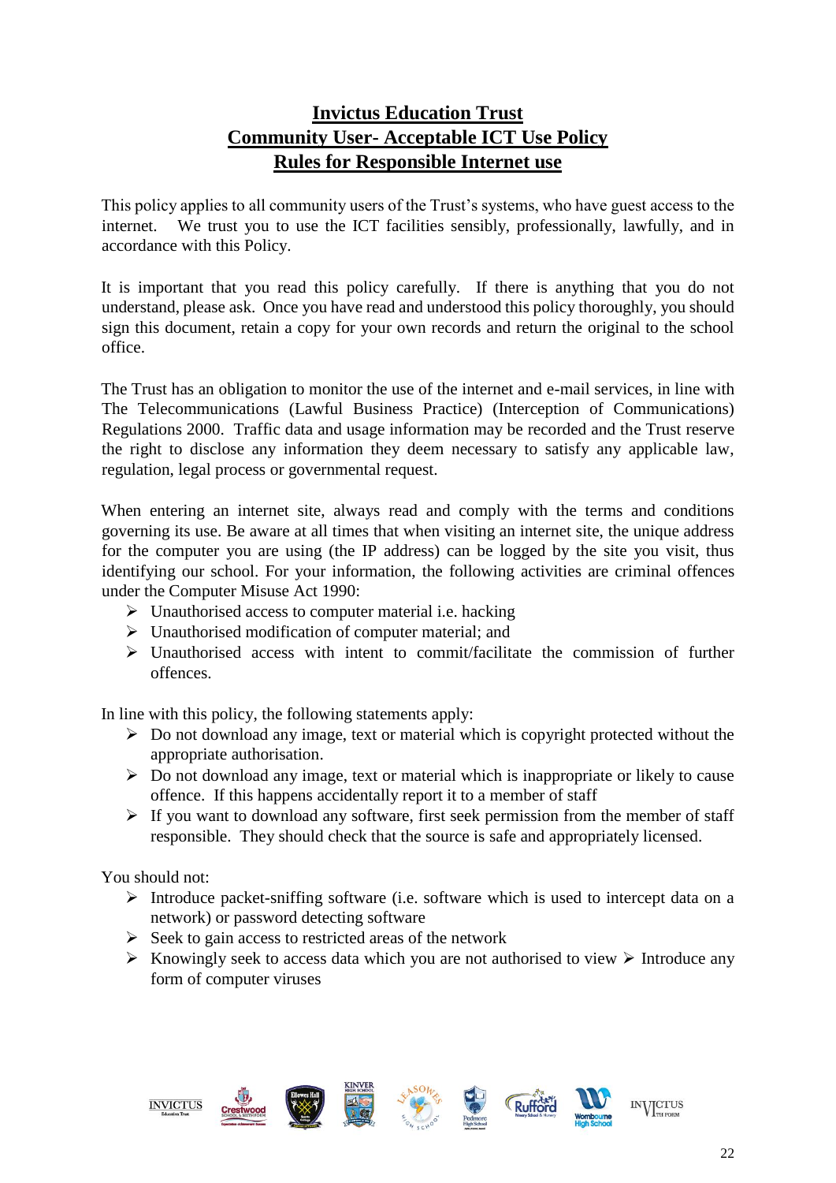# Invictus Education Trust
## Community User- Acceptable ICT Use Policy
## Rules for Responsible Internet use

This policy applies to all community users of the Trust's systems, who have guest access to the internet. We trust you to use the ICT facilities sensibly, professionally, lawfully, and in accordance with this Policy.

It is important that you read this policy carefully. If there is anything that you do not understand, please ask. Once you have read and understood this policy thoroughly, you should sign this document, retain a copy for your own records and return the original to the school office.

The Trust has an obligation to monitor the use of the internet and e-mail services, in line with The Telecommunications (Lawful Business Practice) (Interception of Communications) Regulations 2000. Traffic data and usage information may be recorded and the Trust reserve the right to disclose any information they deem necessary to satisfy any applicable law, regulation, legal process or governmental request.

When entering an internet site, always read and comply with the terms and conditions governing its use. Be aware at all times that when visiting an internet site, the unique address for the computer you are using (the IP address) can be logged by the site you visit, thus identifying our school. For your information, the following activities are criminal offences under the Computer Misuse Act 1990:

- Unauthorised access to computer material i.e. hacking
- Unauthorised modification of computer material; and
- Unauthorised access with intent to commit/facilitate the commission of further offences.

In line with this policy, the following statements apply:

- Do not download any image, text or material which is copyright protected without the appropriate authorisation.
- Do not download any image, text or material which is inappropriate or likely to cause offence. If this happens accidentally report it to a member of staff
- If you want to download any software, first seek permission from the member of staff responsible. They should check that the source is safe and appropriately licensed.

You should not:

- Introduce packet-sniffing software (i.e. software which is used to intercept data on a network) or password detecting software
- Seek to gain access to restricted areas of the network
- Knowingly seek to access data which you are not authorised to view
- Introduce any form of computer viruses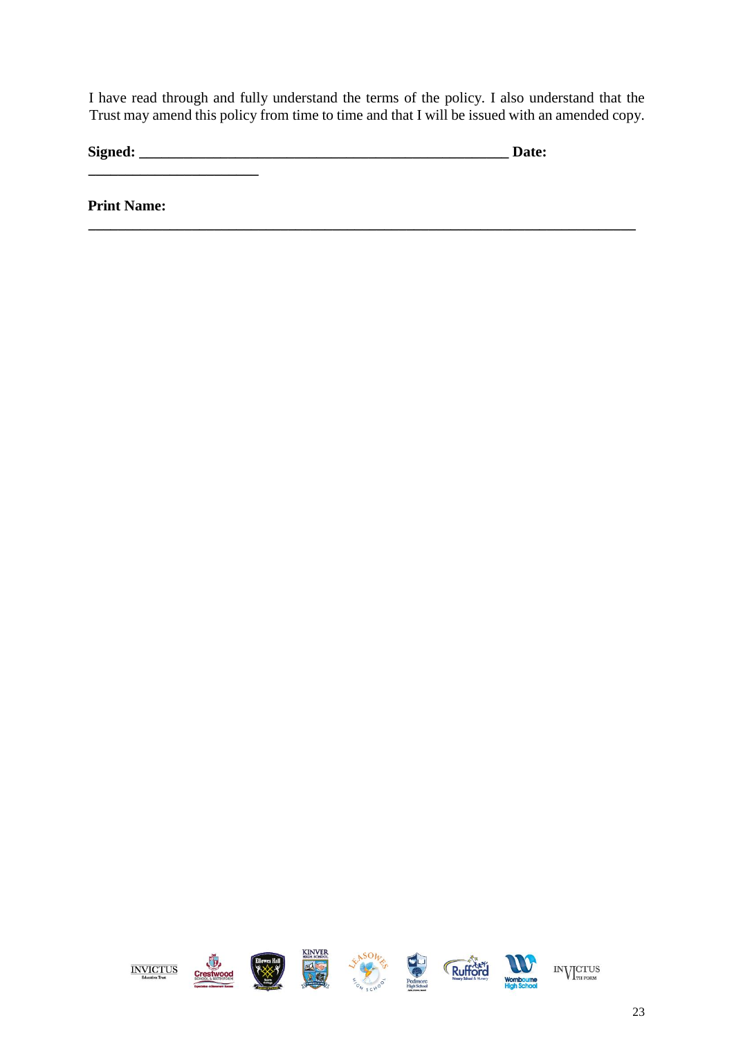I have read through and fully understand the terms of the policy. I also understand that the Trust may amend this policy from time to time and that I will be issued with an amended copy.

**Signed: ______________________________________________________ Date: ________________________**

**Print Name: ________________________________________________________________________________**